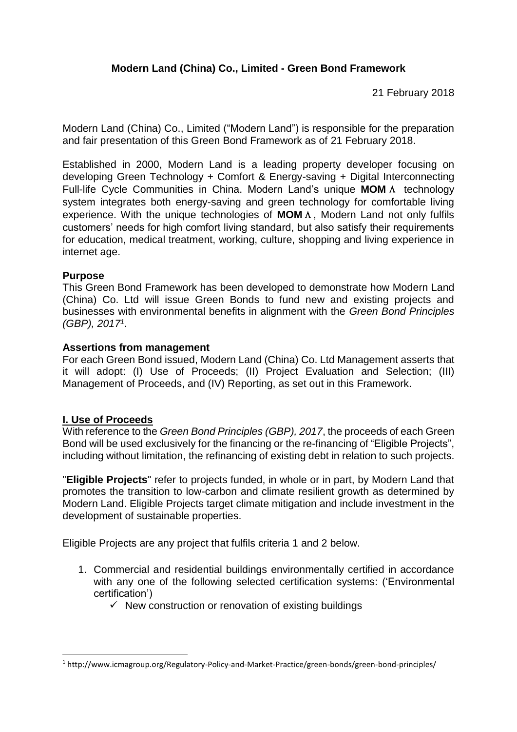**Modern Land (China) Co., Limited - Green Bond Framework**

21 February 2018

Modern Land (China) Co., Limited ("Modern Land") is responsible for the preparation and fair presentation of this Green Bond Framework as of 21 February 2018.

Established in 2000, Modern Land is a leading property developer focusing on developing Green Technology + Comfort & Energy-saving + Digital Interconnecting Full-life Cycle Communities in China. Modern Land's unique **MOM** Λ technology system integrates both energy-saving and green technology for comfortable living experience. With the unique technologies of **MOM** Λ, Modern Land not only fulfils customers' needs for high comfort living standard, but also satisfy their requirements for education, medical treatment, working, culture, shopping and living experience in internet age.

**Purpose**

This Green Bond Framework has been developed to demonstrate how Modern Land (China) Co. Ltd will issue Green Bonds to fund new and existing projects and businesses with environmental benefits in alignment with the *Green Bond Principles (GBP), 2017*[1].

**Assertions from management**

For each Green Bond issued, Modern Land (China) Co. Ltd Management asserts that it will adopt: (I) Use of Proceeds; (II) Project Evaluation and Selection; (III) Management of Proceeds, and (IV) Reporting, as set out in this Framework.

## I. Use of Proceeds

With reference to the *Green Bond Principles (GBP), 2017*, the proceeds of each Green Bond will be used exclusively for the financing or the re-financing of "Eligible Projects", including without limitation, the refinancing of existing debt in relation to such projects.

"**Eligible Projects**" refer to projects funded, in whole or in part, by Modern Land that promotes the transition to low-carbon and climate resilient growth as determined by Modern Land. Eligible Projects target climate mitigation and include investment in the development of sustainable properties.

Eligible Projects are any project that fulfils criteria 1 and 2 below.

1. Commercial and residential buildings environmentally certified in accordance with any one of the following selected certification systems: ('Environmental certification')
   - ✓ New construction or renovation of existing buildings

[1] http://www.icmagroup.org/Regulatory-Policy-and-Market-Practice/green-bonds/green-bond-principles/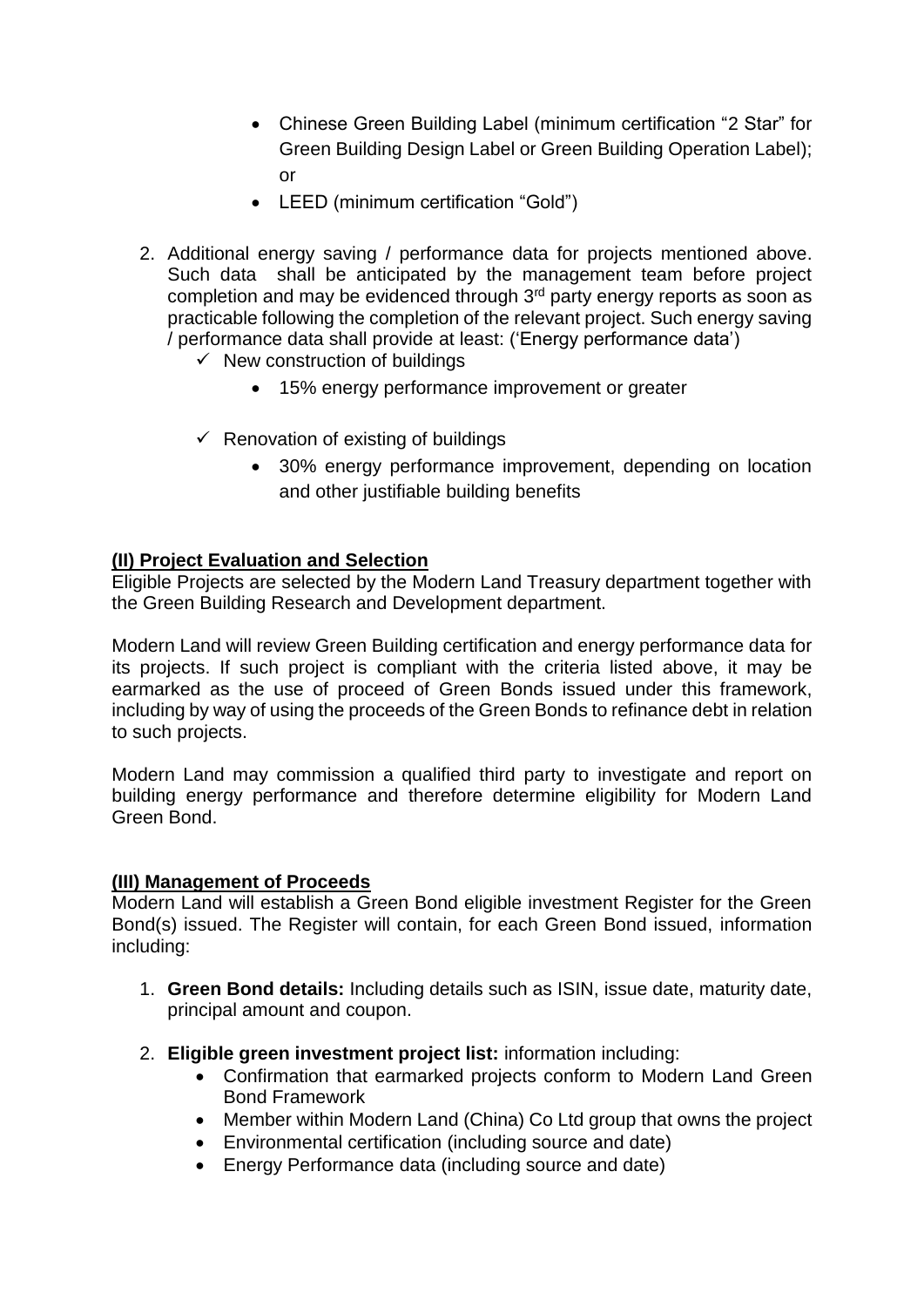- Chinese Green Building Label (minimum certification "2 Star" for Green Building Design Label or Green Building Operation Label); or
- LEED (minimum certification "Gold")

2. Additional energy saving / performance data for projects mentioned above. Such data shall be anticipated by the management team before project completion and may be evidenced through 3rd party energy reports as soon as practicable following the completion of the relevant project. Such energy saving / performance data shall provide at least: ('Energy performance data')
   - ✓ New construction of buildings
     - 15% energy performance improvement or greater
   - ✓ Renovation of existing of buildings
     - 30% energy performance improvement, depending on location and other justifiable building benefits

**(II) Project Evaluation and Selection**

Eligible Projects are selected by the Modern Land Treasury department together with the Green Building Research and Development department.

Modern Land will review Green Building certification and energy performance data for its projects. If such project is compliant with the criteria listed above, it may be earmarked as the use of proceed of Green Bonds issued under this framework, including by way of using the proceeds of the Green Bonds to refinance debt in relation to such projects.

Modern Land may commission a qualified third party to investigate and report on building energy performance and therefore determine eligibility for Modern Land Green Bond.

**(III) Management of Proceeds**

Modern Land will establish a Green Bond eligible investment Register for the Green Bond(s) issued. The Register will contain, for each Green Bond issued, information including:

1. **Green Bond details:** Including details such as ISIN, issue date, maturity date, principal amount and coupon.

2. **Eligible green investment project list:** information including:
   - Confirmation that earmarked projects conform to Modern Land Green Bond Framework
   - Member within Modern Land (China) Co Ltd group that owns the project
   - Environmental certification (including source and date)
   - Energy Performance data (including source and date)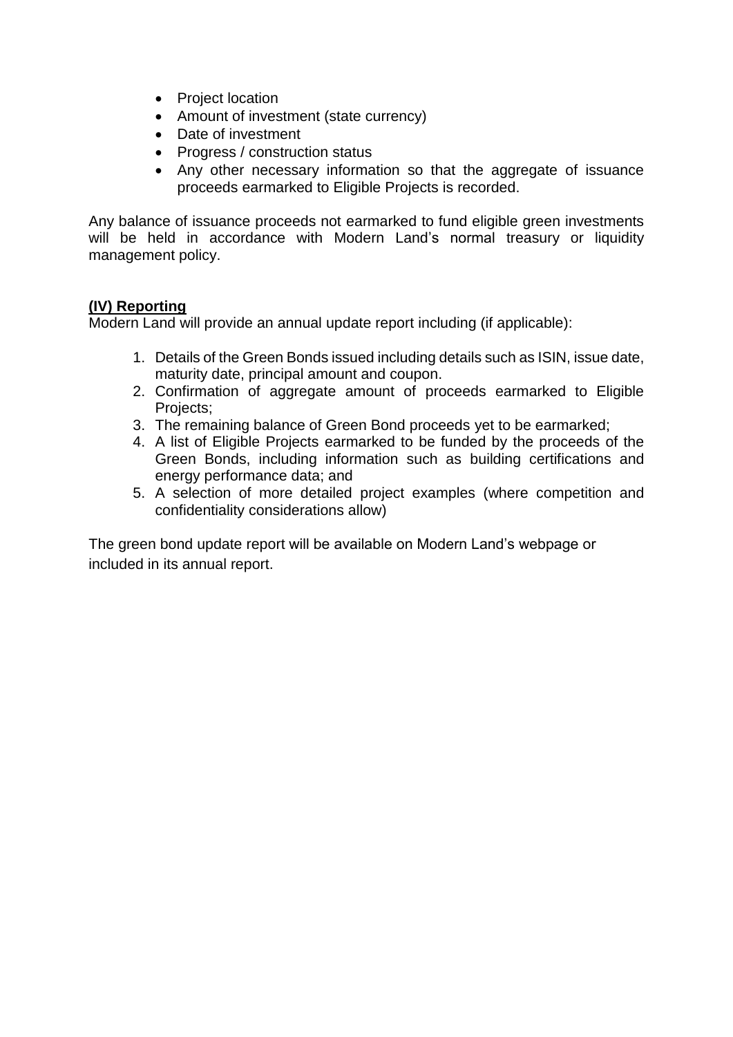- Project location
- Amount of investment (state currency)
- Date of investment
- Progress / construction status
- Any other necessary information so that the aggregate of issuance proceeds earmarked to Eligible Projects is recorded.

Any balance of issuance proceeds not earmarked to fund eligible green investments will be held in accordance with Modern Land's normal treasury or liquidity management policy.

**(IV) Reporting**

Modern Land will provide an annual update report including (if applicable):

1. Details of the Green Bonds issued including details such as ISIN, issue date, maturity date, principal amount and coupon.
2. Confirmation of aggregate amount of proceeds earmarked to Eligible Projects;
3. The remaining balance of Green Bond proceeds yet to be earmarked;
4. A list of Eligible Projects earmarked to be funded by the proceeds of the Green Bonds, including information such as building certifications and energy performance data; and
5. A selection of more detailed project examples (where competition and confidentiality considerations allow)

The green bond update report will be available on Modern Land's webpage or included in its annual report.